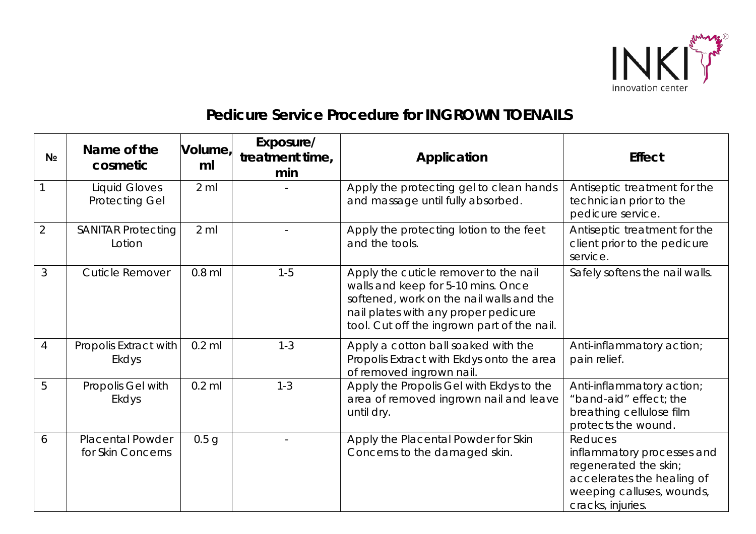INKI innovation center

# Pedicure Service Procedure for INGROWN TOENAILS

| № | Name of the cosmetic | Volume, ml | Exposure/ treatment time, min | Application | Effect |
|---|---|---|---|---|---|
| 1 | Liquid Gloves Protecting Gel | 2 ml | - | Apply the protecting gel to clean hands and massage until fully absorbed. | Antiseptic treatment for the technician prior to the pedicure service. |
| 2 | SANITAR Protecting Lotion | 2 ml | - | Apply the protecting lotion to the feet and the tools. | Antiseptic treatment for the client prior to the pedicure service. |
| 3 | Cuticle Remover | 0.8 ml | 1-5 | Apply the cuticle remover to the nail walls and keep for 5-10 mins. Once softened, work on the nail walls and the nail plates with any proper pedicure tool. Cut off the ingrown part of the nail. | Safely softens the nail walls. |
| 4 | Propolis Extract with Ekdys | 0.2 ml | 1-3 | Apply a cotton ball soaked with the Propolis Extract with Ekdys onto the area of removed ingrown nail. | Anti-inflammatory action; pain relief. |
| 5 | Propolis Gel with Ekdys | 0.2 ml | 1-3 | Apply the Propolis Gel with Ekdys to the area of removed ingrown nail and leave until dry. | Anti-inflammatory action; "band-aid" effect; the breathing cellulose film protects the wound. |
| 6 | Placental Powder for Skin Concerns | 0.5 g | - | Apply the Placental Powder for Skin Concerns to the damaged skin. | Reduces inflammatory processes and regenerated the skin; accelerates the healing of weeping calluses, wounds, cracks, injuries. |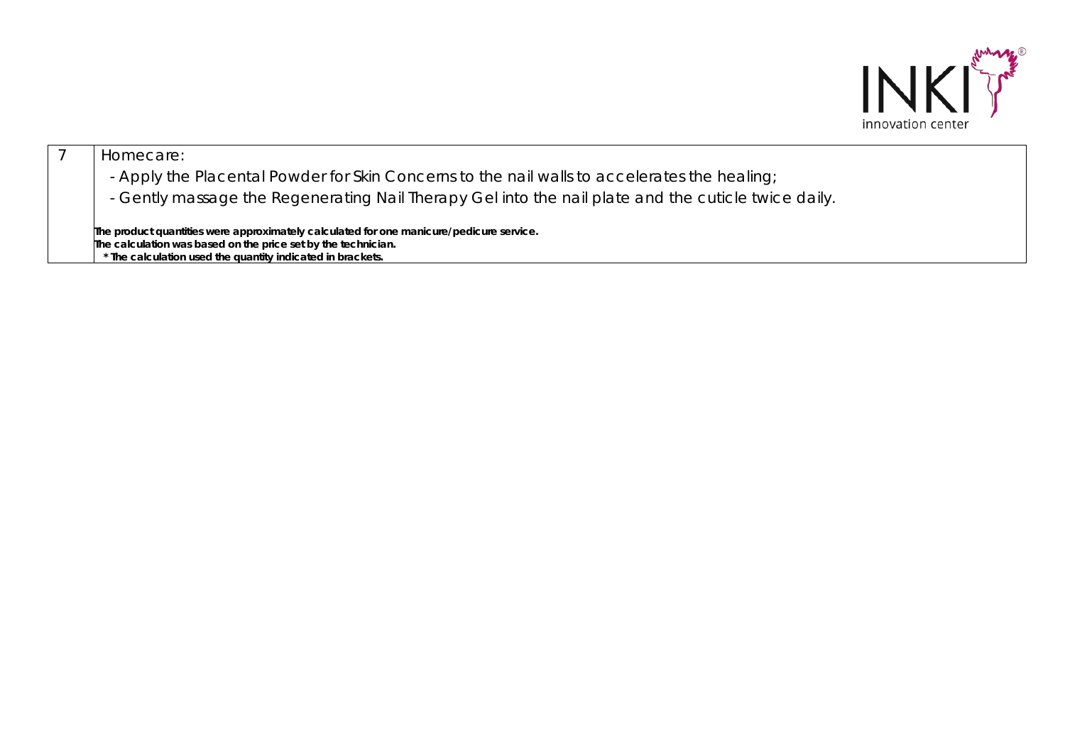| | |
|---|---|
| 7 | Homecare:<br>- Apply the Placental Powder for Skin Concerns to the nail walls to accelerates the healing;<br>- Gently massage the Regenerating Nail Therapy Gel into the nail plate and the cuticle twice daily.<br><br>**The product quantities were approximately calculated for one manicure/pedicure service.**<br>**The calculation was based on the price set by the technician.**<br>**\* The calculation used the quantity indicated in brackets.** |